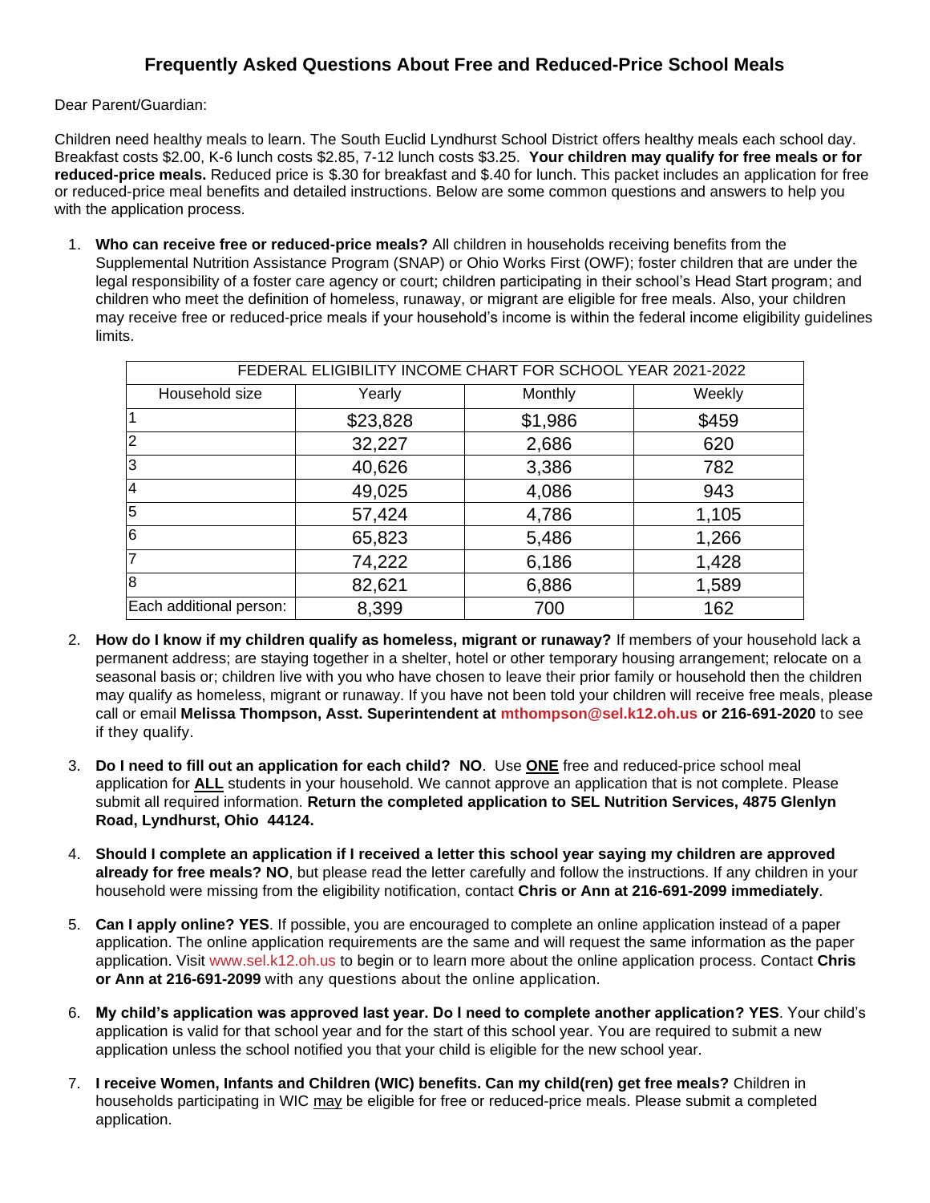# Frequently Asked Questions About Free and Reduced-Price School Meals

Dear Parent/Guardian:

Children need healthy meals to learn. The South Euclid Lyndhurst School District offers healthy meals each school day. Breakfast costs $2.00, K-6 lunch costs $2.85, 7-12 lunch costs $3.25. **Your children may qualify for free meals or for reduced-price meals.** Reduced price is $.30 for breakfast and $.40 for lunch. This packet includes an application for free or reduced-price meal benefits and detailed instructions. Below are some common questions and answers to help you with the application process.

1. **Who can receive free or reduced-price meals?** All children in households receiving benefits from the Supplemental Nutrition Assistance Program (SNAP) or Ohio Works First (OWF); foster children that are under the legal responsibility of a foster care agency or court; children participating in their school's Head Start program; and children who meet the definition of homeless, runaway, or migrant are eligible for free meals. Also, your children may receive free or reduced-price meals if your household's income is within the federal income eligibility guidelines limits.

| FEDERAL ELIGIBILITY INCOME CHART FOR SCHOOL YEAR 2021-2022 | | | |
|---|---|---|---|
| Household size | Yearly | Monthly | Weekly |
| 1 | $23,828 | $1,986 | $459 |
| 2 | 32,227 | 2,686 | 620 |
| 3 | 40,626 | 3,386 | 782 |
| 4 | 49,025 | 4,086 | 943 |
| 5 | 57,424 | 4,786 | 1,105 |
| 6 | 65,823 | 5,486 | 1,266 |
| 7 | 74,222 | 6,186 | 1,428 |
| 8 | 82,621 | 6,886 | 1,589 |
| Each additional person: | 8,399 | 700 | 162 |

2. **How do I know if my children qualify as homeless, migrant or runaway?** If members of your household lack a permanent address; are staying together in a shelter, hotel or other temporary housing arrangement; relocate on a seasonal basis or; children live with you who have chosen to leave their prior family or household then the children may qualify as homeless, migrant or runaway. If you have not been told your children will receive free meals, please call or email **Melissa Thompson, Asst. Superintendent at mthompson@sel.k12.oh.us or 216-691-2020** to see if they qualify.

3. **Do I need to fill out an application for each child? NO**. Use **ONE** free and reduced-price school meal application for **ALL** students in your household. We cannot approve an application that is not complete. Please submit all required information. **Return the completed application to SEL Nutrition Services, 4875 Glenlyn Road, Lyndhurst, Ohio 44124.**

4. **Should I complete an application if I received a letter this school year saying my children are approved already for free meals? NO**, but please read the letter carefully and follow the instructions. If any children in your household were missing from the eligibility notification, contact **Chris or Ann at 216-691-2099 immediately**.

5. **Can I apply online? YES**. If possible, you are encouraged to complete an online application instead of a paper application. The online application requirements are the same and will request the same information as the paper application. Visit www.sel.k12.oh.us to begin or to learn more about the online application process. Contact **Chris or Ann at 216-691-2099** with any questions about the online application.

6. **My child's application was approved last year. Do I need to complete another application? YES**. Your child's application is valid for that school year and for the start of this school year. You are required to submit a new application unless the school notified you that your child is eligible for the new school year.

7. **I receive Women, Infants and Children (WIC) benefits. Can my child(ren) get free meals?** Children in households participating in WIC may be eligible for free or reduced-price meals. Please submit a completed application.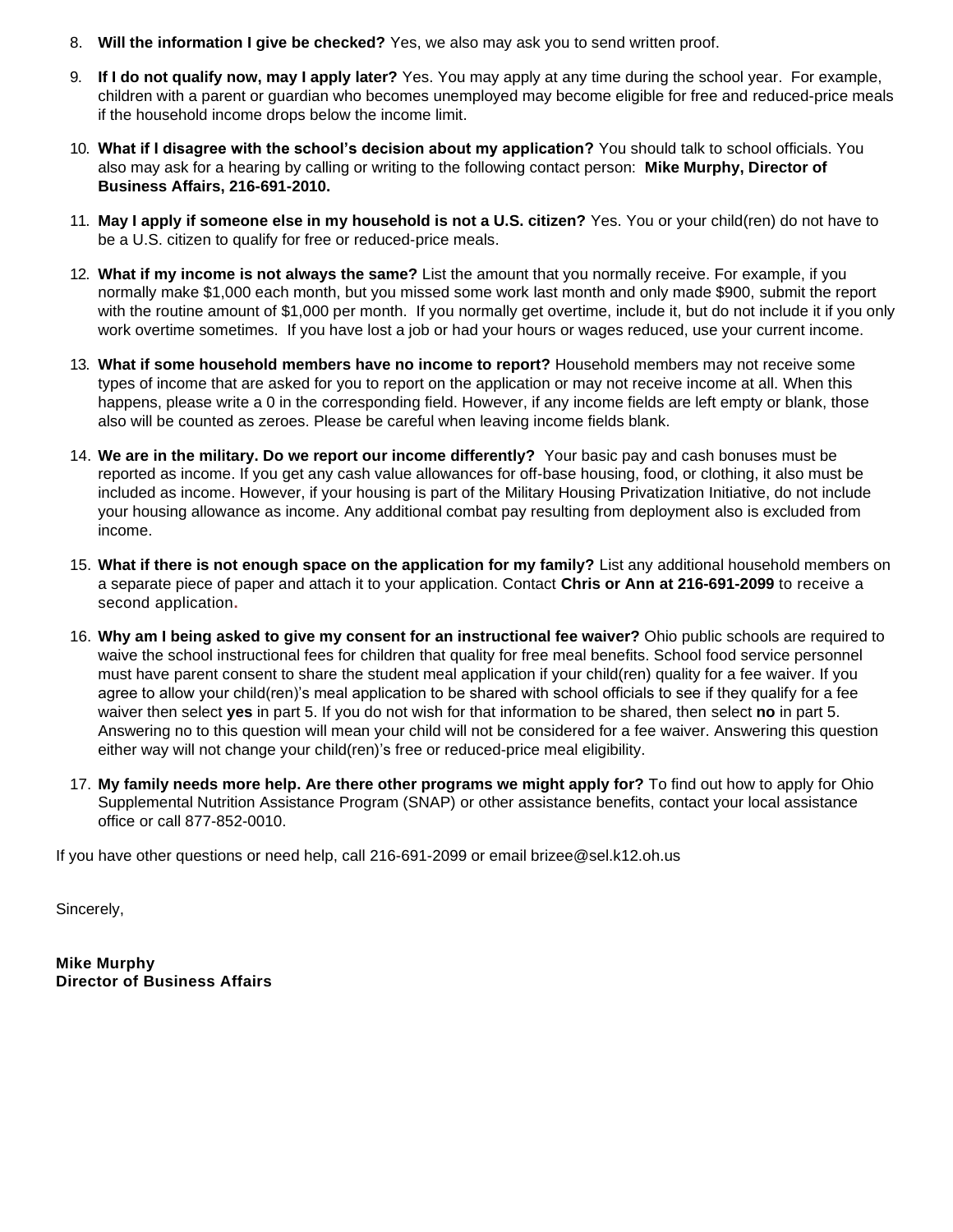8. **Will the information I give be checked?** Yes, we also may ask you to send written proof.

9. **If I do not qualify now, may I apply later?** Yes. You may apply at any time during the school year. For example, children with a parent or guardian who becomes unemployed may become eligible for free and reduced-price meals if the household income drops below the income limit.

10. **What if I disagree with the school's decision about my application?** You should talk to school officials. You also may ask for a hearing by calling or writing to the following contact person: **Mike Murphy, Director of Business Affairs, 216-691-2010.**

11. **May I apply if someone else in my household is not a U.S. citizen?** Yes. You or your child(ren) do not have to be a U.S. citizen to qualify for free or reduced-price meals.

12. **What if my income is not always the same?** List the amount that you normally receive. For example, if you normally make $1,000 each month, but you missed some work last month and only made $900, submit the report with the routine amount of $1,000 per month. If you normally get overtime, include it, but do not include it if you only work overtime sometimes. If you have lost a job or had your hours or wages reduced, use your current income.

13. **What if some household members have no income to report?** Household members may not receive some types of income that are asked for you to report on the application or may not receive income at all. When this happens, please write a 0 in the corresponding field. However, if any income fields are left empty or blank, those also will be counted as zeroes. Please be careful when leaving income fields blank.

14. **We are in the military. Do we report our income differently?** Your basic pay and cash bonuses must be reported as income. If you get any cash value allowances for off-base housing, food, or clothing, it also must be included as income. However, if your housing is part of the Military Housing Privatization Initiative, do not include your housing allowance as income. Any additional combat pay resulting from deployment also is excluded from income.

15. **What if there is not enough space on the application for my family?** List any additional household members on a separate piece of paper and attach it to your application. Contact **Chris or Ann at 216-691-2099** to receive a second application.

16. **Why am I being asked to give my consent for an instructional fee waiver?** Ohio public schools are required to waive the school instructional fees for children that quality for free meal benefits. School food service personnel must have parent consent to share the student meal application if your child(ren) quality for a fee waiver. If you agree to allow your child(ren)'s meal application to be shared with school officials to see if they qualify for a fee waiver then select **yes** in part 5. If you do not wish for that information to be shared, then select **no** in part 5. Answering no to this question will mean your child will not be considered for a fee waiver. Answering this question either way will not change your child(ren)'s free or reduced-price meal eligibility.

17. **My family needs more help. Are there other programs we might apply for?** To find out how to apply for Ohio Supplemental Nutrition Assistance Program (SNAP) or other assistance benefits, contact your local assistance office or call 877-852-0010.

If you have other questions or need help, call 216-691-2099 or email brizee@sel.k12.oh.us

Sincerely,

**Mike Murphy**
**Director of Business Affairs**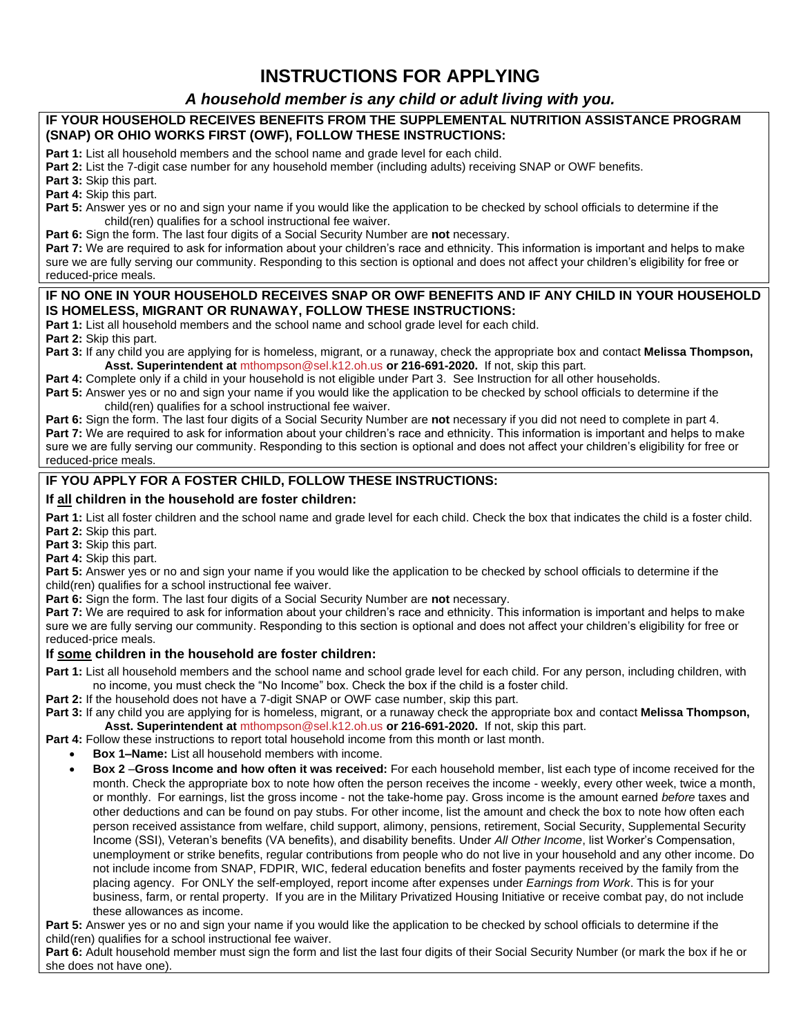# INSTRUCTIONS FOR APPLYING

***A household member is any child or adult living with you.***

**IF YOUR HOUSEHOLD RECEIVES BENEFITS FROM THE SUPPLEMENTAL NUTRITION ASSISTANCE PROGRAM (SNAP) OR OHIO WORKS FIRST (OWF), FOLLOW THESE INSTRUCTIONS:**

**Part 1:** List all household members and the school name and grade level for each child.
**Part 2:** List the 7-digit case number for any household member (including adults) receiving SNAP or OWF benefits.
**Part 3:** Skip this part.
**Part 4:** Skip this part.
**Part 5:** Answer yes or no and sign your name if you would like the application to be checked by school officials to determine if the child(ren) qualifies for a school instructional fee waiver.
**Part 6:** Sign the form. The last four digits of a Social Security Number are **not** necessary.
**Part 7:** We are required to ask for information about your children's race and ethnicity. This information is important and helps to make sure we are fully serving our community. Responding to this section is optional and does not affect your children's eligibility for free or reduced-price meals.

**IF NO ONE IN YOUR HOUSEHOLD RECEIVES SNAP OR OWF BENEFITS AND IF ANY CHILD IN YOUR HOUSEHOLD IS HOMELESS, MIGRANT OR RUNAWAY, FOLLOW THESE INSTRUCTIONS:**

**Part 1:** List all household members and the school name and school grade level for each child.
**Part 2:** Skip this part.
**Part 3:** If any child you are applying for is homeless, migrant, or a runaway, check the appropriate box and contact **Melissa Thompson, Asst. Superintendent at** mthompson@sel.k12.oh.us **or 216-691-2020.** If not, skip this part.
**Part 4:** Complete only if a child in your household is not eligible under Part 3. See Instruction for all other households.
**Part 5:** Answer yes or no and sign your name if you would like the application to be checked by school officials to determine if the child(ren) qualifies for a school instructional fee waiver.
**Part 6:** Sign the form. The last four digits of a Social Security Number are **not** necessary if you did not need to complete in part 4.
**Part 7:** We are required to ask for information about your children's race and ethnicity. This information is important and helps to make sure we are fully serving our community. Responding to this section is optional and does not affect your children's eligibility for free or reduced-price meals.

**IF YOU APPLY FOR A FOSTER CHILD, FOLLOW THESE INSTRUCTIONS:**

**If all children in the household are foster children:**

**Part 1:** List all foster children and the school name and grade level for each child. Check the box that indicates the child is a foster child.
**Part 2:** Skip this part.
**Part 3:** Skip this part.
**Part 4:** Skip this part.
**Part 5:** Answer yes or no and sign your name if you would like the application to be checked by school officials to determine if the child(ren) qualifies for a school instructional fee waiver.
**Part 6:** Sign the form. The last four digits of a Social Security Number are **not** necessary.
**Part 7:** We are required to ask for information about your children's race and ethnicity. This information is important and helps to make sure we are fully serving our community. Responding to this section is optional and does not affect your children's eligibility for free or reduced-price meals.

**If some children in the household are foster children:**

**Part 1:** List all household members and the school name and school grade level for each child. For any person, including children, with no income, you must check the "No Income" box. Check the box if the child is a foster child.
**Part 2:** If the household does not have a 7-digit SNAP or OWF case number, skip this part.
**Part 3:** If any child you are applying for is homeless, migrant, or a runaway check the appropriate box and contact **Melissa Thompson, Asst. Superintendent at** mthompson@sel.k12.oh.us **or 216-691-2020.** If not, skip this part.
**Part 4:** Follow these instructions to report total household income from this month or last month.

- **Box 1–Name:** List all household members with income.
- **Box 2 –Gross Income and how often it was received:** For each household member, list each type of income received for the month. Check the appropriate box to note how often the person receives the income - weekly, every other week, twice a month, or monthly. For earnings, list the gross income - not the take-home pay. Gross income is the amount earned *before* taxes and other deductions and can be found on pay stubs. For other income, list the amount and check the box to note how often each person received assistance from welfare, child support, alimony, pensions, retirement, Social Security, Supplemental Security Income (SSI), Veteran's benefits (VA benefits), and disability benefits. Under *All Other Income*, list Worker's Compensation, unemployment or strike benefits, regular contributions from people who do not live in your household and any other income. Do not include income from SNAP, FDPIR, WIC, federal education benefits and foster payments received by the family from the placing agency. For ONLY the self-employed, report income after expenses under *Earnings from Work*. This is for your business, farm, or rental property. If you are in the Military Privatized Housing Initiative or receive combat pay, do not include these allowances as income.

**Part 5:** Answer yes or no and sign your name if you would like the application to be checked by school officials to determine if the child(ren) qualifies for a school instructional fee waiver.
**Part 6:** Adult household member must sign the form and list the last four digits of their Social Security Number (or mark the box if he or she does not have one).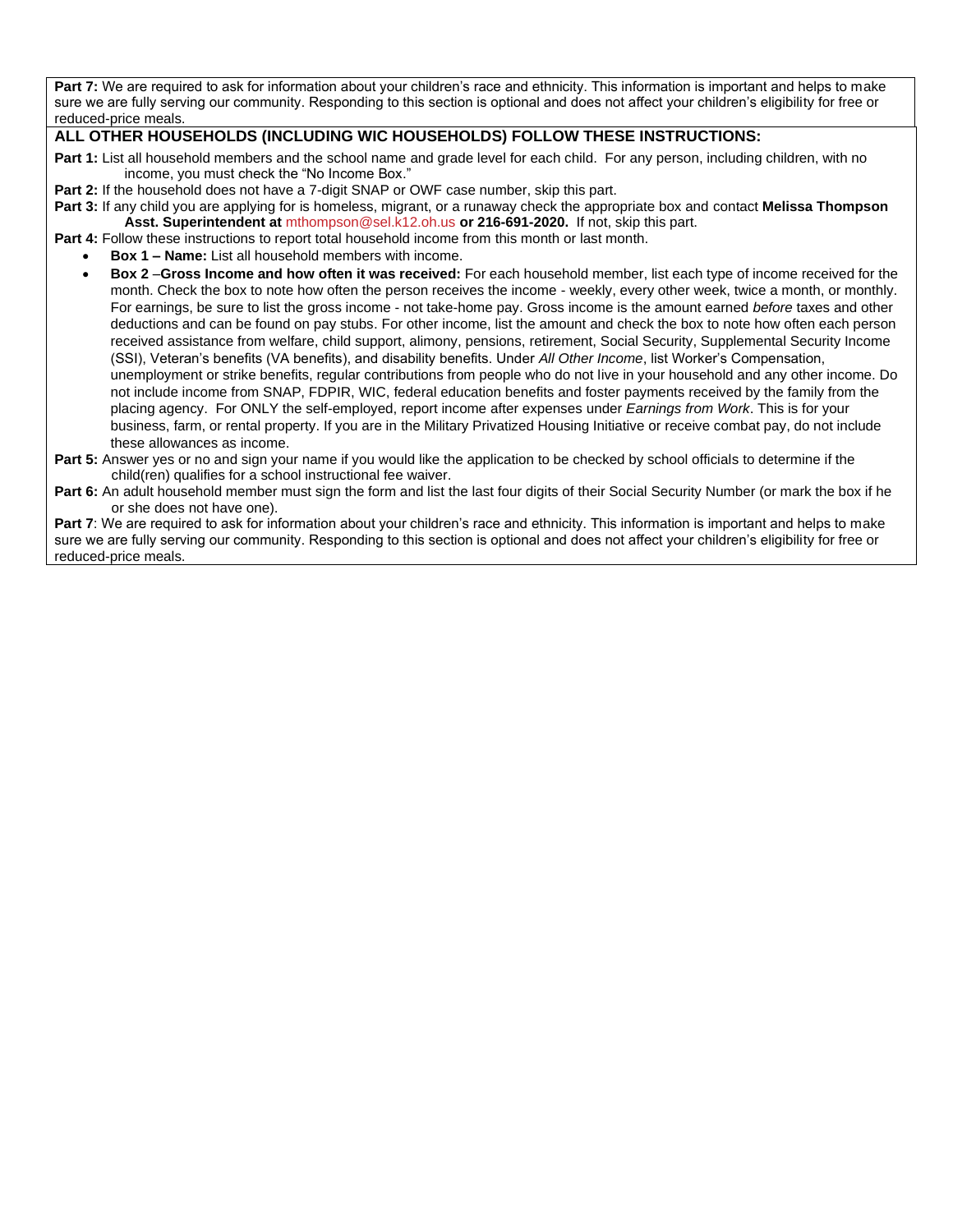**Part 7:** We are required to ask for information about your children's race and ethnicity. This information is important and helps to make sure we are fully serving our community. Responding to this section is optional and does not affect your children's eligibility for free or reduced-price meals.

## ALL OTHER HOUSEHOLDS (INCLUDING WIC HOUSEHOLDS) FOLLOW THESE INSTRUCTIONS:

**Part 1:** List all household members and the school name and grade level for each child. For any person, including children, with no income, you must check the "No Income Box."

**Part 2:** If the household does not have a 7-digit SNAP or OWF case number, skip this part.

**Part 3:** If any child you are applying for is homeless, migrant, or a runaway check the appropriate box and contact **Melissa Thompson Asst. Superintendent at** mthompson@sel.k12.oh.us **or 216-691-2020.** If not, skip this part.

**Part 4:** Follow these instructions to report total household income from this month or last month.

- **Box 1 – Name:** List all household members with income.
- **Box 2 –Gross Income and how often it was received:** For each household member, list each type of income received for the month. Check the box to note how often the person receives the income - weekly, every other week, twice a month, or monthly. For earnings, be sure to list the gross income - not take-home pay. Gross income is the amount earned *before* taxes and other deductions and can be found on pay stubs. For other income, list the amount and check the box to note how often each person received assistance from welfare, child support, alimony, pensions, retirement, Social Security, Supplemental Security Income (SSI), Veteran's benefits (VA benefits), and disability benefits. Under *All Other Income*, list Worker's Compensation, unemployment or strike benefits, regular contributions from people who do not live in your household and any other income. Do not include income from SNAP, FDPIR, WIC, federal education benefits and foster payments received by the family from the placing agency. For ONLY the self-employed, report income after expenses under *Earnings from Work*. This is for your business, farm, or rental property. If you are in the Military Privatized Housing Initiative or receive combat pay, do not include these allowances as income.

**Part 5:** Answer yes or no and sign your name if you would like the application to be checked by school officials to determine if the child(ren) qualifies for a school instructional fee waiver.

**Part 6:** An adult household member must sign the form and list the last four digits of their Social Security Number (or mark the box if he or she does not have one).

**Part 7**: We are required to ask for information about your children's race and ethnicity. This information is important and helps to make sure we are fully serving our community. Responding to this section is optional and does not affect your children's eligibility for free or reduced-price meals.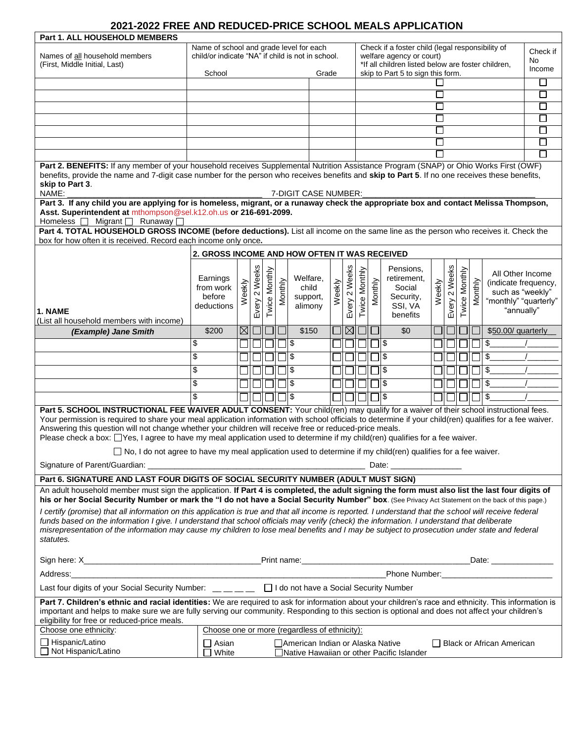# 2021-2022 FREE AND REDUCED-PRICE SCHOOL MEALS APPLICATION

## Part 1. ALL HOUSEHOLD MEMBERS

| Names of all household members (First, Middle Initial, Last) | Name of school and grade level for each child/or indicate "NA" if child is not in school. School | Grade | Check if a foster child (legal responsibility of welfare agency or court) *If all children listed below are foster children, skip to Part 5 to sign this form. | Check if No Income |
|---|---|---|---|---|
| | | | ☐ | ☐ |
| | | | ☐ | ☐ |
| | | | ☐ | ☐ |
| | | | ☐ | ☐ |
| | | | ☐ | ☐ |
| | | | ☐ | ☐ |
| | | | ☐ | ☐ |

**Part 2. BENEFITS:** If any member of your household receives Supplemental Nutrition Assistance Program (SNAP) or Ohio Works First (OWF) benefits, provide the name and 7-digit case number for the person who receives benefits and **skip to Part 5**. If no one receives these benefits, **skip to Part 3**.

NAME: ______________________________ 7-DIGIT CASE NUMBER: ______________________________

**Part 3. If any child you are applying for is homeless, migrant, or a runaway check the appropriate box and contact Melissa Thompson, Asst. Superintendent at** mthompson@sel.k12.oh.us **or 216-691-2099.**

Homeless ☐ Migrant ☐ Runaway ☐

**Part 4. TOTAL HOUSEHOLD GROSS INCOME (before deductions).** List all income on the same line as the person who receives it. Check the box for how often it is received. Record each income only once**.**

| 1. NAME (List all household members with income) | 2. GROSS INCOME AND HOW OFTEN IT WAS RECEIVED | | | | | | | | | | | | | | | | | | |
|---|---|---|---|---|---|---|---|---|---|---|---|---|---|---|---|---|---|---|---|
| | Earnings from work before deductions | Weekly | Every 2 Weeks | Twice Monthly | Monthly | Welfare, child support, alimony | Weekly | Every 2 Weeks | Twice Monthly | Monthly | Pensions, retirement, Social Security, SSI, VA benefits | Weekly | Every 2 Weeks | Twice Monthly | Monthly | All Other Income (indicate frequency, such as "weekly" "monthly" "quarterly" "annually" |
| *(Example) Jane Smith* | $200 | ☒ | ☐ | ☐ | ☐ | $150 | ☐ | ☒ | ☐ | ☐ | $0 | ☐ | ☐ | ☐ | ☐ | $50.00/ quarterly |
| | $ | ☐ | ☐ | ☐ | ☐ | $ | ☐ | ☐ | ☐ | ☐ | $ | ☐ | ☐ | ☐ | ☐ | $_______/_______ |
| | $ | ☐ | ☐ | ☐ | ☐ | $ | ☐ | ☐ | ☐ | ☐ | $ | ☐ | ☐ | ☐ | ☐ | $_______/_______ |
| | $ | ☐ | ☐ | ☐ | ☐ | $ | ☐ | ☐ | ☐ | ☐ | $ | ☐ | ☐ | ☐ | ☐ | $_______/_______ |
| | $ | ☐ | ☐ | ☐ | ☐ | $ | ☐ | ☐ | ☐ | ☐ | $ | ☐ | ☐ | ☐ | ☐ | $_______/_______ |
| | $ | ☐ | ☐ | ☐ | ☐ | $ | ☐ | ☐ | ☐ | ☐ | $ | ☐ | ☐ | ☐ | ☐ | $_______/_______ |

**Part 5. SCHOOL INSTRUCTIONAL FEE WAIVER ADULT CONSENT:** Your child(ren) may qualify for a waiver of their school instructional fees. Your permission is required to share your meal application information with school officials to determine if your child(ren) qualifies for a fee waiver. Answering this question will not change whether your children will receive free or reduced-price meals.

Please check a box: ☐ Yes, I agree to have my meal application used to determine if my child(ren) qualifies for a fee waiver.

☐ No, I do not agree to have my meal application used to determine if my child(ren) qualifies for a fee waiver.

Signature of Parent/Guardian: ______________________________ Date: ____________

**Part 6. SIGNATURE AND LAST FOUR DIGITS OF SOCIAL SECURITY NUMBER (ADULT MUST SIGN)**

An adult household member must sign the application. **If Part 4 is completed, the adult signing the form must also list the last four digits of his or her Social Security Number or mark the "I do not have a Social Security Number" box**. (See Privacy Act Statement on the back of this page.)

*I certify (promise) that all information on this application is true and that all income is reported. I understand that the school will receive federal funds based on the information I give. I understand that school officials may verify (check) the information. I understand that deliberate misrepresentation of the information may cause my children to lose meal benefits and I may be subject to prosecution under state and federal statutes.*

Sign here: X______________________________ Print name: ______________________________ Date: ____________

Address: ______________________________ Phone Number: ______________________________

Last four digits of your Social Security Number: __ __ __ __ ☐ I do not have a Social Security Number

**Part 7. Children's ethnic and racial identities:** We are required to ask for information about your children's race and ethnicity. This information is important and helps to make sure we are fully serving our community. Responding to this section is optional and does not affect your children's eligibility for free or reduced-price meals.

| Choose one ethnicity: | Choose one or more (regardless of ethnicity): | | |
|---|---|---|---|
| ☐ Hispanic/Latino | ☐ Asian | ☐ American Indian or Alaska Native | ☐ Black or African American |
| ☐ Not Hispanic/Latino | ☐ White | ☐ Native Hawaiian or other Pacific Islander | |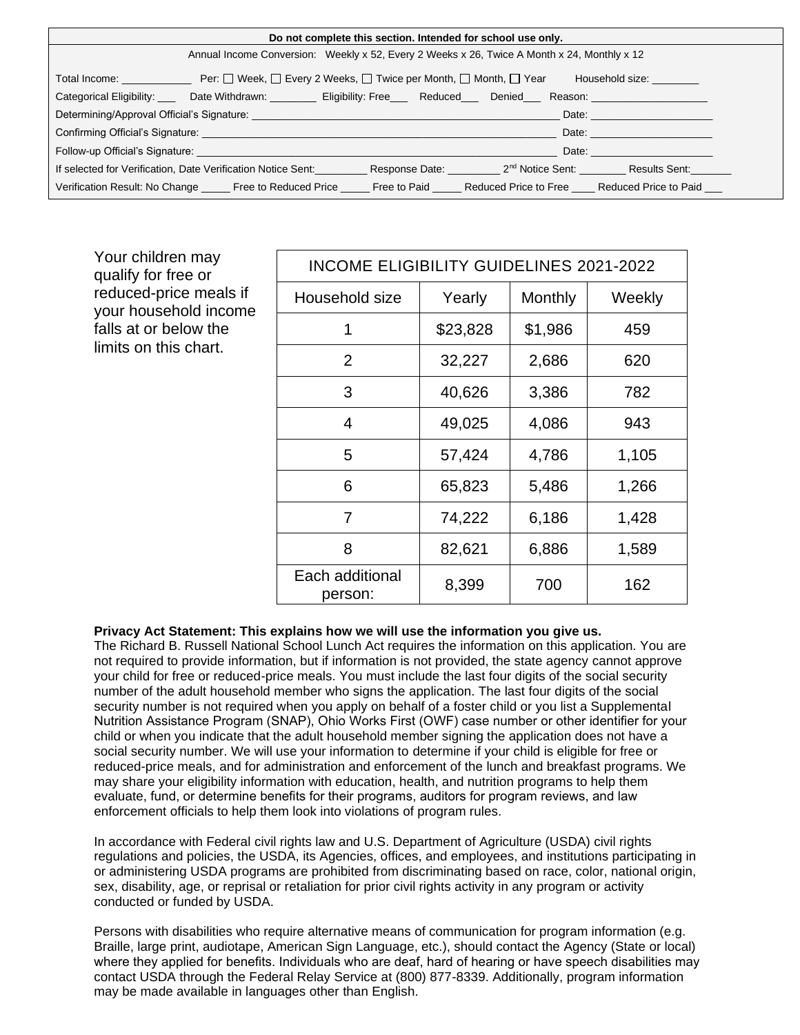**Do not complete this section. Intended for school use only.**

Annual Income Conversion: Weekly x 52, Every 2 Weeks x 26, Twice A Month x 24, Monthly x 12

Total Income: ____________ Per: ☐ Week, ☐ Every 2 Weeks, ☐ Twice per Month, ☐ Month, ☐ Year Household size: ________

Categorical Eligibility: ___ Date Withdrawn: ________ Eligibility: Free___ Reduced___ Denied___ Reason: ____________________

Determining/Approval Official's Signature: ______________________________________________________ Date: ____________________

Confirming Official's Signature: ______________________________________________________ Date: ____________________

Follow-up Official's Signature: ______________________________________________________ Date: ____________________

If selected for Verification, Date Verification Notice Sent:_________ Response Date: _________ 2nd Notice Sent: ________ Results Sent:_______

Verification Result: No Change _____ Free to Reduced Price _____ Free to Paid _____ Reduced Price to Free ____ Reduced Price to Paid ___

Your children may qualify for free or reduced-price meals if your household income falls at or below the limits on this chart.

| INCOME ELIGIBILITY GUIDELINES 2021-2022 | | | |
|---|---|---|---|
| Household size | Yearly | Monthly | Weekly |
| 1 | $23,828 | $1,986 | 459 |
| 2 | 32,227 | 2,686 | 620 |
| 3 | 40,626 | 3,386 | 782 |
| 4 | 49,025 | 4,086 | 943 |
| 5 | 57,424 | 4,786 | 1,105 |
| 6 | 65,823 | 5,486 | 1,266 |
| 7 | 74,222 | 6,186 | 1,428 |
| 8 | 82,621 | 6,886 | 1,589 |
| Each additional person: | 8,399 | 700 | 162 |

**Privacy Act Statement: This explains how we will use the information you give us.**
The Richard B. Russell National School Lunch Act requires the information on this application. You are not required to provide information, but if information is not provided, the state agency cannot approve your child for free or reduced-price meals. You must include the last four digits of the social security number of the adult household member who signs the application. The last four digits of the social security number is not required when you apply on behalf of a foster child or you list a Supplemental Nutrition Assistance Program (SNAP), Ohio Works First (OWF) case number or other identifier for your child or when you indicate that the adult household member signing the application does not have a social security number. We will use your information to determine if your child is eligible for free or reduced-price meals, and for administration and enforcement of the lunch and breakfast programs. We may share your eligibility information with education, health, and nutrition programs to help them evaluate, fund, or determine benefits for their programs, auditors for program reviews, and law enforcement officials to help them look into violations of program rules.

In accordance with Federal civil rights law and U.S. Department of Agriculture (USDA) civil rights regulations and policies, the USDA, its Agencies, offices, and employees, and institutions participating in or administering USDA programs are prohibited from discriminating based on race, color, national origin, sex, disability, age, or reprisal or retaliation for prior civil rights activity in any program or activity conducted or funded by USDA.

Persons with disabilities who require alternative means of communication for program information (e.g. Braille, large print, audiotape, American Sign Language, etc.), should contact the Agency (State or local) where they applied for benefits. Individuals who are deaf, hard of hearing or have speech disabilities may contact USDA through the Federal Relay Service at (800) 877-8339. Additionally, program information may be made available in languages other than English.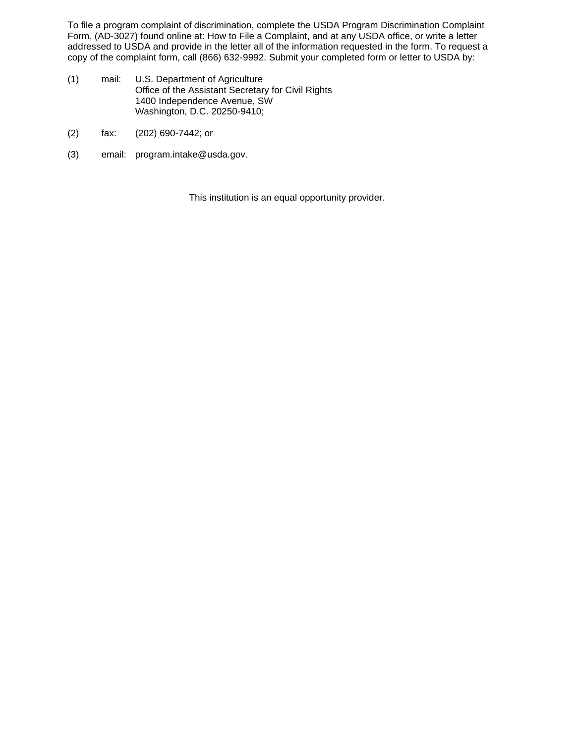To file a program complaint of discrimination, complete the USDA Program Discrimination Complaint Form, (AD-3027) found online at: How to File a Complaint, and at any USDA office, or write a letter addressed to USDA and provide in the letter all of the information requested in the form. To request a copy of the complaint form, call (866) 632-9992. Submit your completed form or letter to USDA by:

(1) mail: U.S. Department of Agriculture
Office of the Assistant Secretary for Civil Rights
1400 Independence Avenue, SW
Washington, D.C. 20250-9410;

(2) fax: (202) 690-7442; or

(3) email: program.intake@usda.gov.

This institution is an equal opportunity provider.